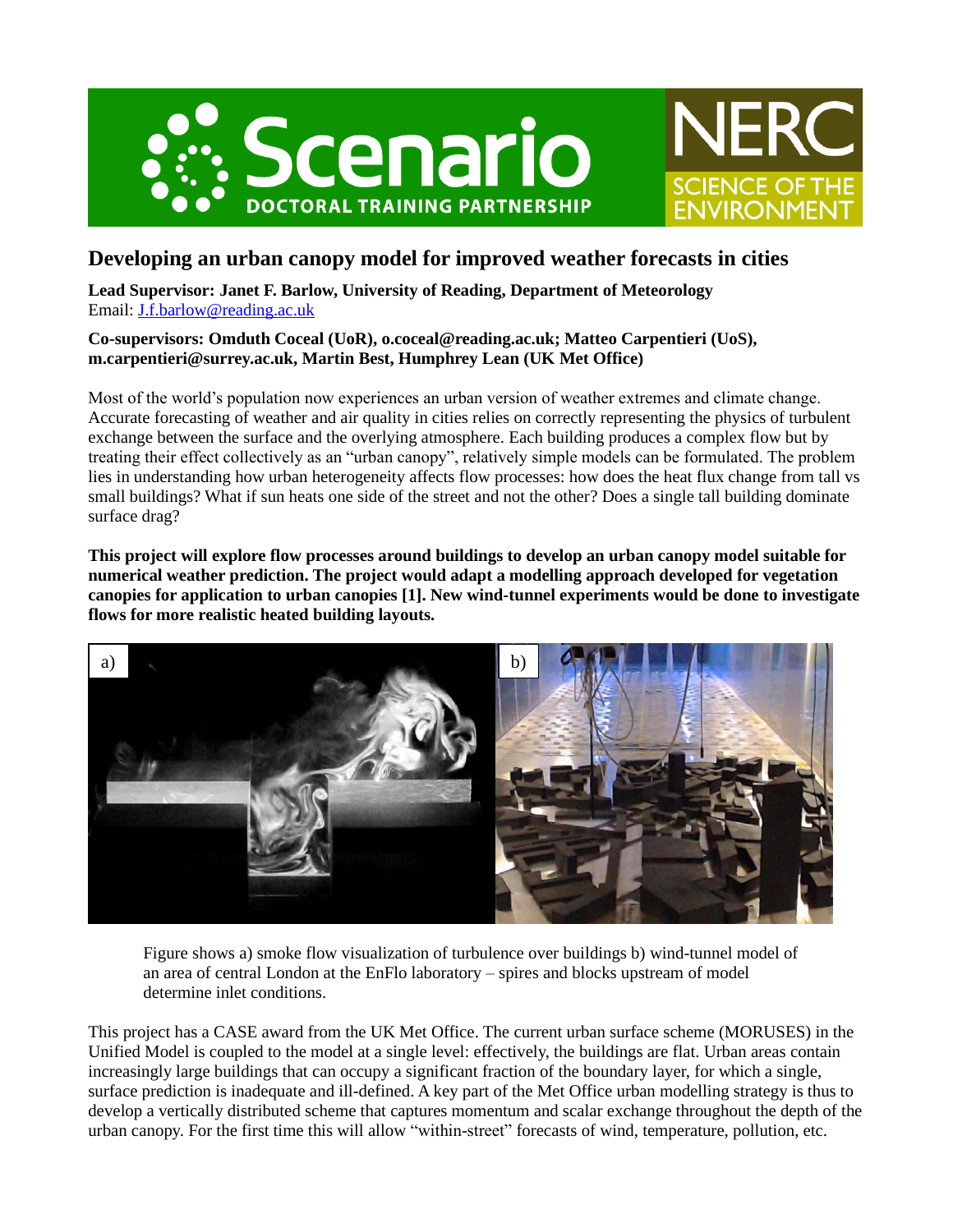# Developing an urban canopy model for improved weather forecasts in cities

**Lead Supervisor: Janet F. Barlow, University of Reading, Department of Meteorology**
Email: J.f.barlow@reading.ac.uk

**Co-supervisors: Omduth Coceal (UoR), o.coceal@reading.ac.uk; Matteo Carpentieri (UoS), m.carpentieri@surrey.ac.uk, Martin Best, Humphrey Lean (UK Met Office)**

Most of the world's population now experiences an urban version of weather extremes and climate change. Accurate forecasting of weather and air quality in cities relies on correctly representing the physics of turbulent exchange between the surface and the overlying atmosphere. Each building produces a complex flow but by treating their effect collectively as an "urban canopy", relatively simple models can be formulated. The problem lies in understanding how urban heterogeneity affects flow processes: how does the heat flux change from tall vs small buildings? What if sun heats one side of the street and not the other? Does a single tall building dominate surface drag?

**This project will explore flow processes around buildings to develop an urban canopy model suitable for numerical weather prediction. The project would adapt a modelling approach developed for vegetation canopies for application to urban canopies [1]. New wind-tunnel experiments would be done to investigate flows for more realistic heated building layouts.**

Figure shows a) smoke flow visualization of turbulence over buildings b) wind-tunnel model of an area of central London at the EnFlo laboratory – spires and blocks upstream of model determine inlet conditions.

This project has a CASE award from the UK Met Office. The current urban surface scheme (MORUSES) in the Unified Model is coupled to the model at a single level: effectively, the buildings are flat. Urban areas contain increasingly large buildings that can occupy a significant fraction of the boundary layer, for which a single, surface prediction is inadequate and ill-defined. A key part of the Met Office urban modelling strategy is thus to develop a vertically distributed scheme that captures momentum and scalar exchange throughout the depth of the urban canopy. For the first time this will allow "within-street" forecasts of wind, temperature, pollution, etc.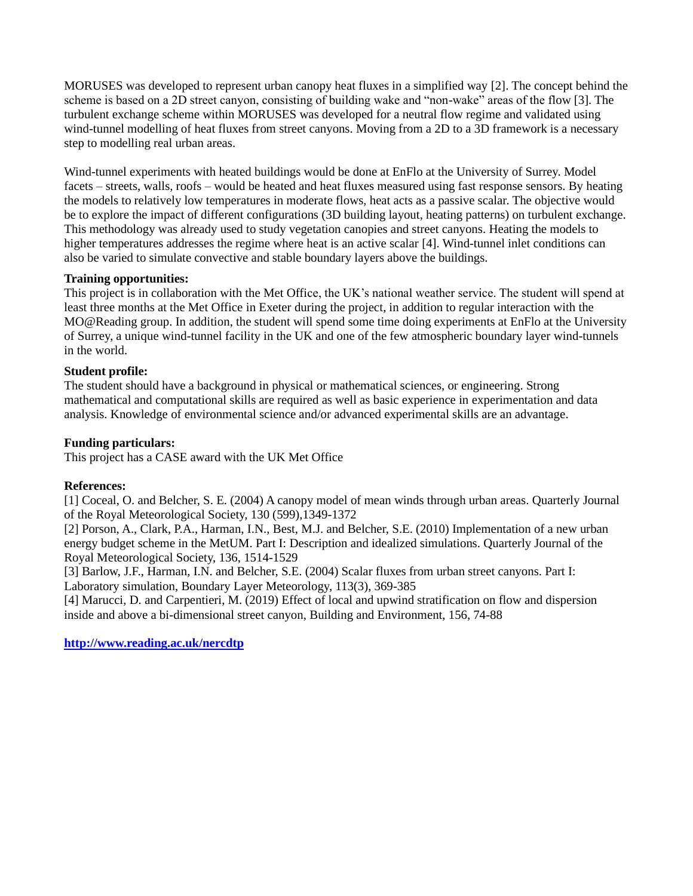MORUSES was developed to represent urban canopy heat fluxes in a simplified way [2]. The concept behind the scheme is based on a 2D street canyon, consisting of building wake and "non-wake" areas of the flow [3]. The turbulent exchange scheme within MORUSES was developed for a neutral flow regime and validated using wind-tunnel modelling of heat fluxes from street canyons. Moving from a 2D to a 3D framework is a necessary step to modelling real urban areas.

Wind-tunnel experiments with heated buildings would be done at EnFlo at the University of Surrey. Model facets – streets, walls, roofs – would be heated and heat fluxes measured using fast response sensors. By heating the models to relatively low temperatures in moderate flows, heat acts as a passive scalar. The objective would be to explore the impact of different configurations (3D building layout, heating patterns) on turbulent exchange. This methodology was already used to study vegetation canopies and street canyons. Heating the models to higher temperatures addresses the regime where heat is an active scalar [4]. Wind-tunnel inlet conditions can also be varied to simulate convective and stable boundary layers above the buildings.

**Training opportunities:**
This project is in collaboration with the Met Office, the UK's national weather service. The student will spend at least three months at the Met Office in Exeter during the project, in addition to regular interaction with the MO@Reading group. In addition, the student will spend some time doing experiments at EnFlo at the University of Surrey, a unique wind-tunnel facility in the UK and one of the few atmospheric boundary layer wind-tunnels in the world.

**Student profile:**
The student should have a background in physical or mathematical sciences, or engineering. Strong mathematical and computational skills are required as well as basic experience in experimentation and data analysis. Knowledge of environmental science and/or advanced experimental skills are an advantage.

**Funding particulars:**
This project has a CASE award with the UK Met Office

**References:**
[1] Coceal, O. and Belcher, S. E. (2004) A canopy model of mean winds through urban areas. Quarterly Journal of the Royal Meteorological Society, 130 (599),1349-1372
[2] Porson, A., Clark, P.A., Harman, I.N., Best, M.J. and Belcher, S.E. (2010) Implementation of a new urban energy budget scheme in the MetUM. Part I: Description and idealized simulations. Quarterly Journal of the Royal Meteorological Society, 136, 1514-1529
[3] Barlow, J.F., Harman, I.N. and Belcher, S.E. (2004) Scalar fluxes from urban street canyons. Part I: Laboratory simulation, Boundary Layer Meteorology, 113(3), 369-385
[4] Marucci, D. and Carpentieri, M. (2019) Effect of local and upwind stratification on flow and dispersion inside and above a bi-dimensional street canyon, Building and Environment, 156, 74-88

**http://www.reading.ac.uk/nercdtp**